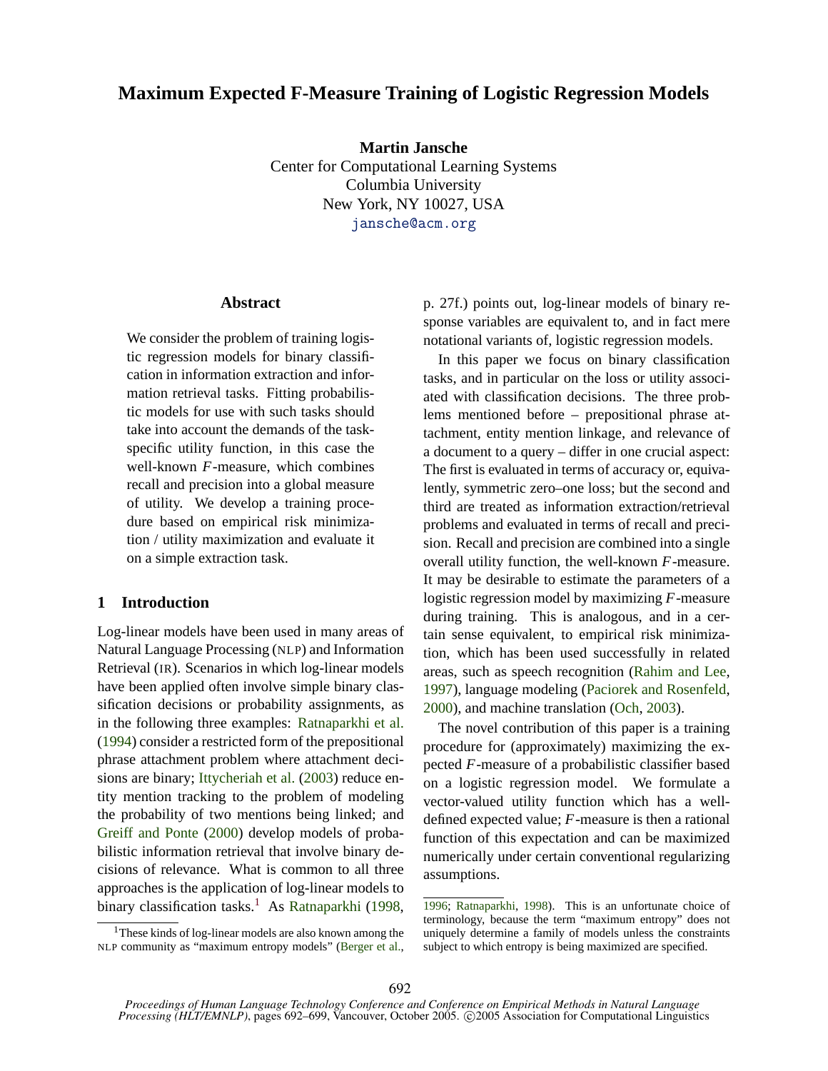# Maximum Expected F-Measure Training of Logistic Regression Models

**Martin Jansche**
Center for Computational Learning Systems
Columbia University
New York, NY 10027, USA
jansche@acm.org

## Abstract

We consider the problem of training logistic regression models for binary classification in information extraction and information retrieval tasks. Fitting probabilistic models for use with such tasks should take into account the demands of the task-specific utility function, in this case the well-known $F$-measure, which combines recall and precision into a global measure of utility. We develop a training procedure based on empirical risk minimization / utility maximization and evaluate it on a simple extraction task.

## 1 Introduction

Log-linear models have been used in many areas of Natural Language Processing (NLP) and Information Retrieval (IR). Scenarios in which log-linear models have been applied often involve simple binary classification decisions or probability assignments, as in the following three examples: Ratnaparkhi et al. (1994) consider a restricted form of the prepositional phrase attachment problem where attachment decisions are binary; Ittycheriah et al. (2003) reduce entity mention tracking to the problem of modeling the probability of two mentions being linked; and Greiff and Ponte (2000) develop models of probabilistic information retrieval that involve binary decisions of relevance. What is common to all three approaches is the application of log-linear models to binary classification tasks.[1] As Ratnaparkhi (1998, p. 27f.) points out, log-linear models of binary response variables are equivalent to, and in fact mere notational variants of, logistic regression models.

In this paper we focus on binary classification tasks, and in particular on the loss or utility associated with classification decisions. The three problems mentioned before – prepositional phrase attachment, entity mention linkage, and relevance of a document to a query – differ in one crucial aspect: The first is evaluated in terms of accuracy or, equivalently, symmetric zero–one loss; but the second and third are treated as information extraction/retrieval problems and evaluated in terms of recall and precision. Recall and precision are combined into a single overall utility function, the well-known $F$-measure. It may be desirable to estimate the parameters of a logistic regression model by maximizing $F$-measure during training. This is analogous, and in a certain sense equivalent, to empirical risk minimization, which has been used successfully in related areas, such as speech recognition (Rahim and Lee, 1997), language modeling (Paciorek and Rosenfeld, 2000), and machine translation (Och, 2003).

The novel contribution of this paper is a training procedure for (approximately) maximizing the expected $F$-measure of a probabilistic classifier based on a logistic regression model. We formulate a vector-valued utility function which has a well-defined expected value; $F$-measure is then a rational function of this expectation and can be maximized numerically under certain conventional regularizing assumptions.

[1] These kinds of log-linear models are also known among the NLP community as "maximum entropy models" (Berger et al., 1996; Ratnaparkhi, 1998). This is an unfortunate choice of terminology, because the term "maximum entropy" does not uniquely determine a family of models unless the constraints subject to which entropy is being maximized are specified.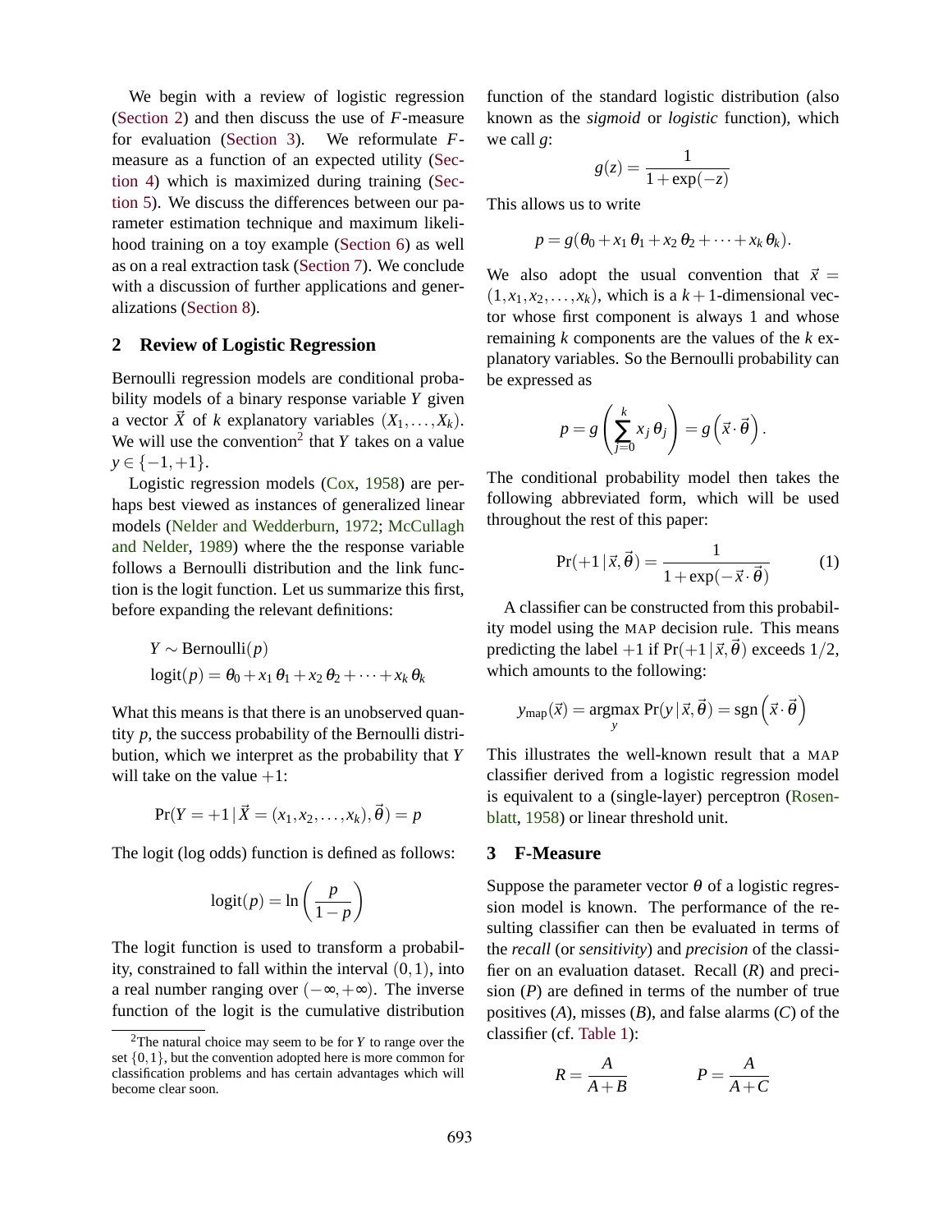We begin with a review of logistic regression (Section 2) and then discuss the use of $F$-measure for evaluation (Section 3). We reformulate $F$-measure as a function of an expected utility (Section 4) which is maximized during training (Section 5). We discuss the differences between our parameter estimation technique and maximum likelihood training on a toy example (Section 6) as well as on a real extraction task (Section 7). We conclude with a discussion of further applications and generalizations (Section 8).

## 2 Review of Logistic Regression

Bernoulli regression models are conditional probability models of a binary response variable $Y$ given a vector $\vec{X}$ of $k$ explanatory variables $(X_1, \ldots, X_k)$. We will use the convention[2] that $Y$ takes on a value $y \in \{-1, +1\}$.

Logistic regression models (Cox, 1958) are perhaps best viewed as instances of generalized linear models (Nelder and Wedderburn, 1972; McCullagh and Nelder, 1989) where the the response variable follows a Bernoulli distribution and the link function is the logit function. Let us summarize this first, before expanding the relevant definitions:

$$Y \sim \text{Bernoulli}(p)$$
$$\text{logit}(p) = \theta_0 + x_1\,\theta_1 + x_2\,\theta_2 + \cdots + x_k\,\theta_k$$

What this means is that there is an unobserved quantity $p$, the success probability of the Bernoulli distribution, which we interpret as the probability that $Y$ will take on the value $+1$:

$$\Pr(Y = +1 \,|\, \vec{X} = (x_1, x_2, \ldots, x_k), \vec{\theta}) = p$$

The logit (log odds) function is defined as follows:

$$\text{logit}(p) = \ln\left(\frac{p}{1-p}\right)$$

The logit function is used to transform a probability, constrained to fall within the interval $(0,1)$, into a real number ranging over $(-\infty, +\infty)$. The inverse function of the logit is the cumulative distribution function of the standard logistic distribution (also known as the *sigmoid* or *logistic* function), which we call $g$:

$$g(z) = \frac{1}{1 + \exp(-z)}$$

This allows us to write

$$p = g(\theta_0 + x_1\,\theta_1 + x_2\,\theta_2 + \cdots + x_k\,\theta_k).$$

We also adopt the usual convention that $\vec{x} = (1, x_1, x_2, \ldots, x_k)$, which is a $k+1$-dimensional vector whose first component is always 1 and whose remaining $k$ components are the values of the $k$ explanatory variables. So the Bernoulli probability can be expressed as

$$p = g\left(\sum_{j=0}^{k} x_j\,\theta_j\right) = g\left(\vec{x} \cdot \vec{\theta}\right).$$

The conditional probability model then takes the following abbreviated form, which will be used throughout the rest of this paper:

$$\Pr(+1 \,|\, \vec{x}, \vec{\theta}) = \frac{1}{1 + \exp(-\vec{x} \cdot \vec{\theta})} \tag{1}$$

A classifier can be constructed from this probability model using the MAP decision rule. This means predicting the label $+1$ if $\Pr(+1 \,|\, \vec{x}, \vec{\theta})$ exceeds $1/2$, which amounts to the following:

$$y_{\text{map}}(\vec{x}) = \underset{y}{\text{argmax}} \Pr(y \,|\, \vec{x}, \vec{\theta}) = \text{sgn}\left(\vec{x} \cdot \vec{\theta}\right)$$

This illustrates the well-known result that a MAP classifier derived from a logistic regression model is equivalent to a (single-layer) perceptron (Rosenblatt, 1958) or linear threshold unit.

## 3 F-Measure

Suppose the parameter vector $\theta$ of a logistic regression model is known. The performance of the resulting classifier can then be evaluated in terms of the *recall* (or *sensitivity*) and *precision* of the classifier on an evaluation dataset. Recall ($R$) and precision ($P$) are defined in terms of the number of true positives ($A$), misses ($B$), and false alarms ($C$) of the classifier (cf. Table 1):

$$R = \frac{A}{A+B} \qquad\qquad P = \frac{A}{A+C}$$

[2] The natural choice may seem to be for $Y$ to range over the set $\{0,1\}$, but the convention adopted here is more common for classification problems and has certain advantages which will become clear soon.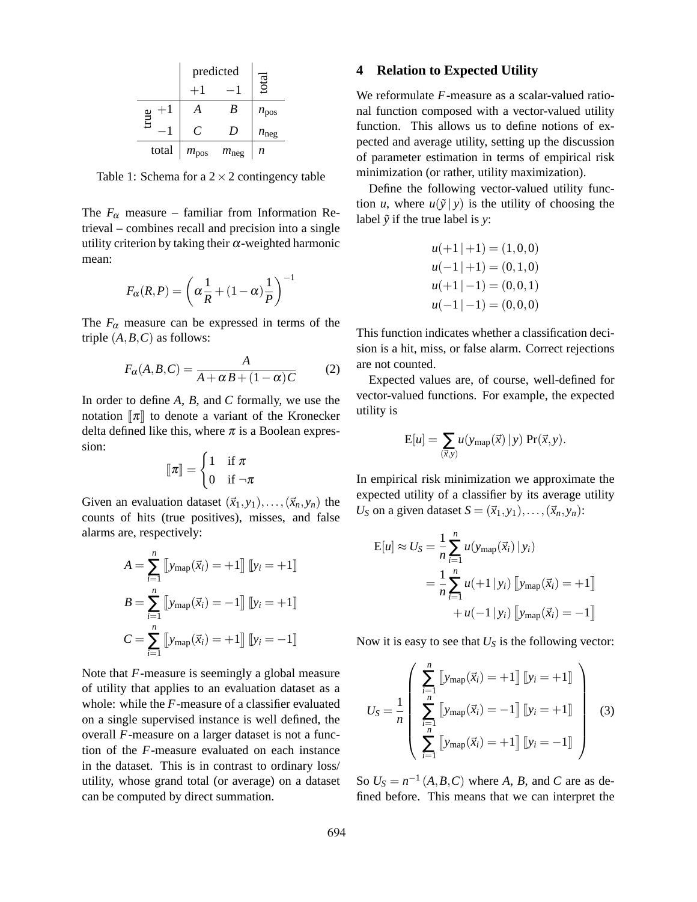| | | predicted | | total |
|---|---|---|---|---|
| | | $+1$ | $-1$ | |
| true | $+1$ | $A$ | $B$ | $n_{\text{pos}}$ |
| | $-1$ | $C$ | $D$ | $n_{\text{neg}}$ |
| total | | $m_{\text{pos}}$ | $m_{\text{neg}}$ | $n$ |

Table 1: Schema for a $2 \times 2$ contingency table

The $F_\alpha$ measure – familiar from Information Retrieval – combines recall and precision into a single utility criterion by taking their $\alpha$-weighted harmonic mean:

$$F_\alpha(R,P) = \left(\alpha \frac{1}{R} + (1-\alpha)\frac{1}{P}\right)^{-1}$$

The $F_\alpha$ measure can be expressed in terms of the triple $(A,B,C)$ as follows:

$$F_\alpha(A,B,C) = \frac{A}{A + \alpha B + (1-\alpha) C} \tag{2}$$

In order to define $A$, $B$, and $C$ formally, we use the notation $[\![\pi]\!]$ to denote a variant of the Kronecker delta defined like this, where $\pi$ is a Boolean expression:

$$[\![\pi]\!] = \begin{cases} 1 & \text{if } \pi \\ 0 & \text{if } \neg\pi \end{cases}$$

Given an evaluation dataset $(\vec{x}_1, y_1), \ldots, (\vec{x}_n, y_n)$ the counts of hits (true positives), misses, and false alarms are, respectively:

$$A = \sum_{i=1}^{n} [\![y_{\text{map}}(\vec{x}_i) = +1]\!] \, [\![y_i = +1]\!]$$

$$B = \sum_{i=1}^{n} [\![y_{\text{map}}(\vec{x}_i) = -1]\!] \, [\![y_i = +1]\!]$$

$$C = \sum_{i=1}^{n} [\![y_{\text{map}}(\vec{x}_i) = +1]\!] \, [\![y_i = -1]\!]$$

Note that $F$-measure is seemingly a global measure of utility that applies to an evaluation dataset as a whole: while the $F$-measure of a classifier evaluated on a single supervised instance is well defined, the overall $F$-measure on a larger dataset is not a function of the $F$-measure evaluated on each instance in the dataset. This is in contrast to ordinary loss/ utility, whose grand total (or average) on a dataset can be computed by direct summation.

## 4 Relation to Expected Utility

We reformulate $F$-measure as a scalar-valued rational function composed with a vector-valued utility function. This allows us to define notions of expected and average utility, setting up the discussion of parameter estimation in terms of empirical risk minimization (or rather, utility maximization).

Define the following vector-valued utility function $u$, where $u(\tilde{y} \mid y)$ is the utility of choosing the label $\tilde{y}$ if the true label is $y$:

$$\begin{aligned} u(+1 \mid +1) &= (1,0,0) \\ u(-1 \mid +1) &= (0,1,0) \\ u(+1 \mid -1) &= (0,0,1) \\ u(-1 \mid -1) &= (0,0,0) \end{aligned}$$

This function indicates whether a classification decision is a hit, miss, or false alarm. Correct rejections are not counted.

Expected values are, of course, well-defined for vector-valued functions. For example, the expected utility is

$$\mathrm{E}[u] = \sum_{(\vec{x},y)} u(y_{\text{map}}(\vec{x}) \mid y) \, \Pr(\vec{x}, y).$$

In empirical risk minimization we approximate the expected utility of a classifier by its average utility $U_S$ on a given dataset $S = (\vec{x}_1, y_1), \ldots, (\vec{x}_n, y_n)$:

$$\begin{aligned} \mathrm{E}[u] \approx U_S &= \frac{1}{n} \sum_{i=1}^{n} u(y_{\text{map}}(\vec{x}_i) \mid y_i) \\ &= \frac{1}{n} \sum_{i=1}^{n} u(+1 \mid y_i) \, [\![y_{\text{map}}(\vec{x}_i) = +1]\!] \\ &\qquad + u(-1 \mid y_i) \, [\![y_{\text{map}}(\vec{x}_i) = -1]\!] \end{aligned}$$

Now it is easy to see that $U_S$ is the following vector:

$$U_S = \frac{1}{n} \begin{pmatrix} \sum_{i=1}^{n} [\![y_{\text{map}}(\vec{x}_i) = +1]\!] \, [\![y_i = +1]\!] \\ \sum_{i=1}^{n} [\![y_{\text{map}}(\vec{x}_i) = -1]\!] \, [\![y_i = +1]\!] \\ \sum_{i=1}^{n} [\![y_{\text{map}}(\vec{x}_i) = +1]\!] \, [\![y_i = -1]\!] \end{pmatrix} \tag{3}$$

So $U_S = n^{-1}(A,B,C)$ where $A$, $B$, and $C$ are as defined before. This means that we can interpret the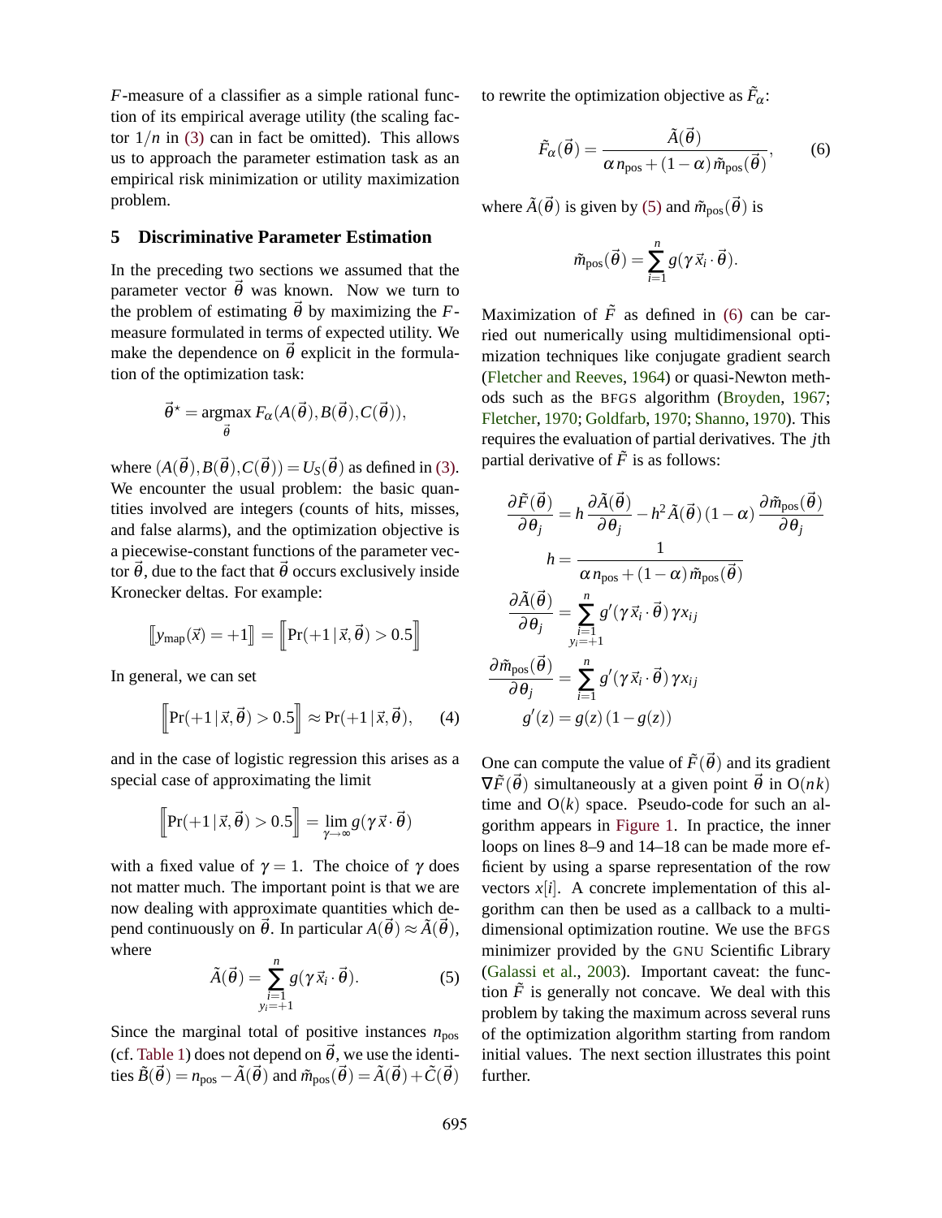$F$-measure of a classifier as a simple rational function of its empirical average utility (the scaling factor $1/n$ in (3) can in fact be omitted). This allows us to approach the parameter estimation task as an empirical risk minimization or utility maximization problem.

## 5 Discriminative Parameter Estimation

In the preceding two sections we assumed that the parameter vector $\vec{\theta}$ was known. Now we turn to the problem of estimating $\vec{\theta}$ by maximizing the $F$-measure formulated in terms of expected utility. We make the dependence on $\vec{\theta}$ explicit in the formulation of the optimization task:

$$\vec{\theta}^{\star} = \underset{\vec{\theta}}{\operatorname{argmax}}\, F_{\alpha}(A(\vec{\theta}), B(\vec{\theta}), C(\vec{\theta})),$$

where $(A(\vec{\theta}), B(\vec{\theta}), C(\vec{\theta})) = U_S(\vec{\theta})$ as defined in (3). We encounter the usual problem: the basic quantities involved are integers (counts of hits, misses, and false alarms), and the optimization objective is a piecewise-constant functions of the parameter vector $\vec{\theta}$, due to the fact that $\vec{\theta}$ occurs exclusively inside Kronecker deltas. For example:

$$[\![ y_{\mathrm{map}}(\vec{x}) = +1 ]\!] = \left[\!\!\left[ \Pr(+1 \,|\, \vec{x}, \vec{\theta}) > 0.5 \right]\!\!\right]$$

In general, we can set

$$\left[\!\!\left[ \Pr(+1 \,|\, \vec{x}, \vec{\theta}) > 0.5 \right]\!\!\right] \approx \Pr(+1 \,|\, \vec{x}, \vec{\theta}), \qquad (4)$$

and in the case of logistic regression this arises as a special case of approximating the limit

$$\left[\!\!\left[ \Pr(+1 \,|\, \vec{x}, \vec{\theta}) > 0.5 \right]\!\!\right] = \lim_{\gamma \to \infty} g(\gamma\, \vec{x} \cdot \vec{\theta})$$

with a fixed value of $\gamma = 1$. The choice of $\gamma$ does not matter much. The important point is that we are now dealing with approximate quantities which depend continuously on $\vec{\theta}$. In particular $A(\vec{\theta}) \approx \tilde{A}(\vec{\theta})$, where

$$\tilde{A}(\vec{\theta}) = \sum_{\substack{i=1 \\ y_i=+1}}^{n} g(\gamma\, \vec{x}_i \cdot \vec{\theta}). \qquad (5)$$

Since the marginal total of positive instances $n_{\mathrm{pos}}$ (cf. Table 1) does not depend on $\vec{\theta}$, we use the identities $\tilde{B}(\vec{\theta}) = n_{\mathrm{pos}} - \tilde{A}(\vec{\theta})$ and $\tilde{m}_{\mathrm{pos}}(\vec{\theta}) = \tilde{A}(\vec{\theta}) + \tilde{C}(\vec{\theta})$ to rewrite the optimization objective as $\tilde{F}_{\alpha}$:

$$\tilde{F}_{\alpha}(\vec{\theta}) = \frac{\tilde{A}(\vec{\theta})}{\alpha\, n_{\mathrm{pos}} + (1-\alpha)\, \tilde{m}_{\mathrm{pos}}(\vec{\theta})}, \qquad (6)$$

where $\tilde{A}(\vec{\theta})$ is given by (5) and $\tilde{m}_{\mathrm{pos}}(\vec{\theta})$ is

$$\tilde{m}_{\mathrm{pos}}(\vec{\theta}) = \sum_{i=1}^{n} g(\gamma\, \vec{x}_i \cdot \vec{\theta}).$$

Maximization of $\tilde{F}$ as defined in (6) can be carried out numerically using multidimensional optimization techniques like conjugate gradient search (Fletcher and Reeves, 1964) or quasi-Newton methods such as the BFGS algorithm (Broyden, 1967; Fletcher, 1970; Goldfarb, 1970; Shanno, 1970). This requires the evaluation of partial derivatives. The $j$th partial derivative of $\tilde{F}$ is as follows:

$$\frac{\partial \tilde{F}(\vec{\theta})}{\partial \theta_j} = h\, \frac{\partial \tilde{A}(\vec{\theta})}{\partial \theta_j} - h^2 \tilde{A}(\vec{\theta})\, (1-\alpha)\, \frac{\partial \tilde{m}_{\mathrm{pos}}(\vec{\theta})}{\partial \theta_j}$$

$$h = \frac{1}{\alpha\, n_{\mathrm{pos}} + (1-\alpha)\, \tilde{m}_{\mathrm{pos}}(\vec{\theta})}$$

$$\frac{\partial \tilde{A}(\vec{\theta})}{\partial \theta_j} = \sum_{\substack{i=1 \\ y_i=+1}}^{n} g'(\gamma\, \vec{x}_i \cdot \vec{\theta})\, \gamma x_{ij}$$

$$\frac{\partial \tilde{m}_{\mathrm{pos}}(\vec{\theta})}{\partial \theta_j} = \sum_{i=1}^{n} g'(\gamma\, \vec{x}_i \cdot \vec{\theta})\, \gamma x_{ij}$$

$$g'(z) = g(z)\, (1 - g(z))$$

One can compute the value of $\tilde{F}(\vec{\theta})$ and its gradient $\nabla \tilde{F}(\vec{\theta})$ simultaneously at a given point $\vec{\theta}$ in $\mathrm{O}(nk)$ time and $\mathrm{O}(k)$ space. Pseudo-code for such an algorithm appears in Figure 1. In practice, the inner loops on lines 8–9 and 14–18 can be made more efficient by using a sparse representation of the row vectors $x[i]$. A concrete implementation of this algorithm can then be used as a callback to a multidimensional optimization routine. We use the BFGS minimizer provided by the GNU Scientific Library (Galassi et al., 2003). Important caveat: the function $\tilde{F}$ is generally not concave. We deal with this problem by taking the maximum across several runs of the optimization algorithm starting from random initial values. The next section illustrates this point further.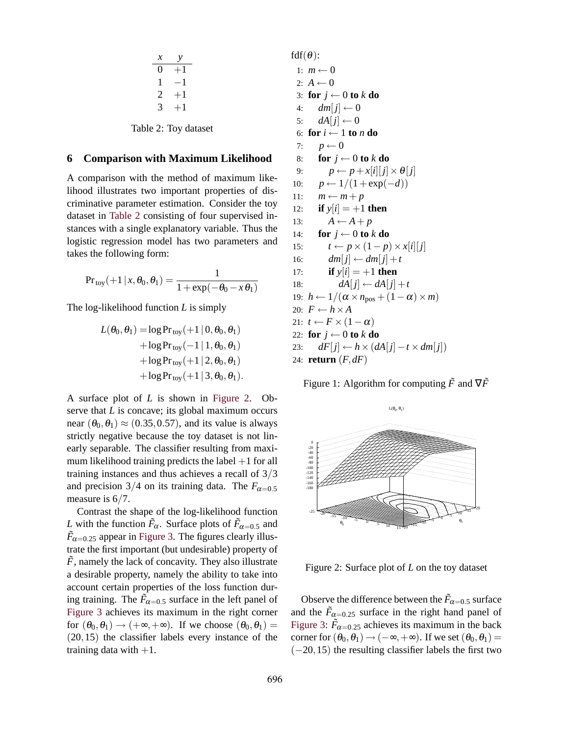| $x$ | $y$ |
|---|---|
| 0 | +1 |
| 1 | −1 |
| 2 | +1 |
| 3 | +1 |

Table 2: Toy dataset

## 6 Comparison with Maximum Likelihood

A comparison with the method of maximum likelihood illustrates two important properties of discriminative parameter estimation. Consider the toy dataset in Table 2 consisting of four supervised instances with a single explanatory variable. Thus the logistic regression model has two parameters and takes the following form:

$$\Pr_{\text{toy}}(+1 \mid x, \theta_0, \theta_1) = \frac{1}{1 + \exp(-\theta_0 - x\,\theta_1)}$$

The log-likelihood function $L$ is simply

$$\begin{aligned} L(\theta_0, \theta_1) = & \log \Pr_{\text{toy}}(+1 \mid 0, \theta_0, \theta_1) \\ & + \log \Pr_{\text{toy}}(-1 \mid 1, \theta_0, \theta_1) \\ & + \log \Pr_{\text{toy}}(+1 \mid 2, \theta_0, \theta_1) \\ & + \log \Pr_{\text{toy}}(+1 \mid 3, \theta_0, \theta_1). \end{aligned}$$

A surface plot of $L$ is shown in Figure 2. Observe that $L$ is concave; its global maximum occurs near $(\theta_0, \theta_1) \approx (0.35, 0.57)$, and its value is always strictly negative because the toy dataset is not linearly separable. The classifier resulting from maximum likelihood training predicts the label $+1$ for all training instances and thus achieves a recall of $3/3$ and precision $3/4$ on its training data. The $F_{\alpha=0.5}$ measure is $6/7$.

Contrast the shape of the log-likelihood function $L$ with the function $\tilde{F}_\alpha$. Surface plots of $\tilde{F}_{\alpha=0.5}$ and $\tilde{F}_{\alpha=0.25}$ appear in Figure 3. The figures clearly illustrate the first important (but undesirable) property of $\tilde{F}$, namely the lack of concavity. They also illustrate a desirable property, namely the ability to take into account certain properties of the loss function during training. The $\tilde{F}_{\alpha=0.5}$ surface in the left panel of Figure 3 achieves its maximum in the right corner for $(\theta_0, \theta_1) \to (+\infty, +\infty)$. If we choose $(\theta_0, \theta_1) = (20, 15)$ the classifier labels every instance of the training data with $+1$.

```
fdf(θ):
 1: m ← 0
 2: A ← 0
 3: for j ← 0 to k do
 4:     dm[j] ← 0
 5:     dA[j] ← 0
 6: for i ← 1 to n do
 7:     p ← 0
 8:     for j ← 0 to k do
 9:         p ← p + x[i][j] × θ[j]
10:     p ← 1/(1 + exp(−d))
11:     m ← m + p
12:     if y[i] = +1 then
13:         A ← A + p
14:     for j ← 0 to k do
15:         t ← p × (1 − p) × x[i][j]
16:         dm[j] ← dm[j] + t
17:         if y[i] = +1 then
18:             dA[j] ← dA[j] + t
19: h ← 1/(α × n_pos + (1 − α) × m)
20: F ← h × A
21: t ← F × (1 − α)
22: for j ← 0 to k do
23:     dF[j] ← h × (dA[j] − t × dm[j])
24: return (F, dF)
```

Figure 1: Algorithm for computing $\tilde{F}$ and $\nabla\tilde{F}$

Figure 2: Surface plot of $L$ on the toy dataset

Observe the difference between the $\tilde{F}_{\alpha=0.5}$ surface and the $\tilde{F}_{\alpha=0.25}$ surface in the right hand panel of Figure 3: $\tilde{F}_{\alpha=0.25}$ achieves its maximum in the back corner for $(\theta_0, \theta_1) \to (-\infty, +\infty)$. If we set $(\theta_0, \theta_1) = (-20, 15)$ the resulting classifier labels the first two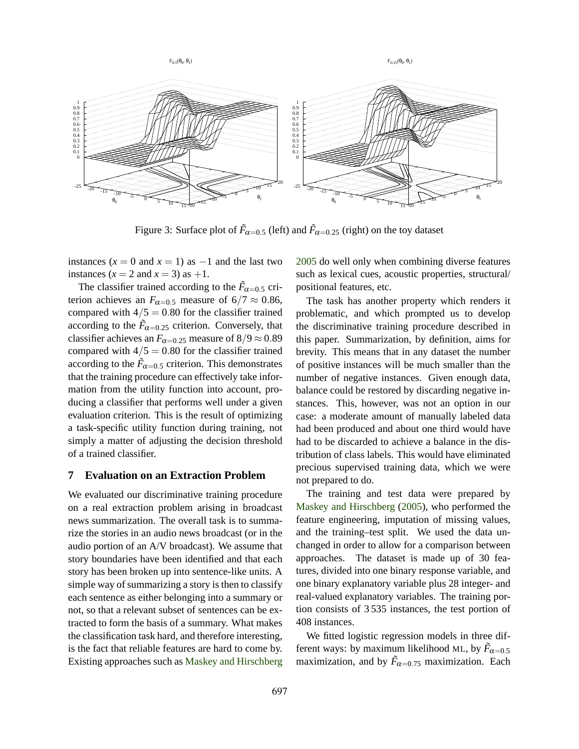Figure 3: Surface plot of $\tilde{F}_{\alpha=0.5}$ (left) and $\tilde{F}_{\alpha=0.25}$ (right) on the toy dataset

instances ($x = 0$ and $x = 1$) as $-1$ and the last two instances ($x = 2$ and $x = 3$) as $+1$.

The classifier trained according to the $\tilde{F}_{\alpha=0.5}$ criterion achieves an $F_{\alpha=0.5}$ measure of $6/7 \approx 0.86$, compared with $4/5 = 0.80$ for the classifier trained according to the $\tilde{F}_{\alpha=0.25}$ criterion. Conversely, that classifier achieves an $F_{\alpha=0.25}$ measure of $8/9 \approx 0.89$ compared with $4/5 = 0.80$ for the classifier trained according to the $\tilde{F}_{\alpha=0.5}$ criterion. This demonstrates that the training procedure can effectively take information from the utility function into account, producing a classifier that performs well under a given evaluation criterion. This is the result of optimizing a task-specific utility function during training, not simply a matter of adjusting the decision threshold of a trained classifier.

## 7 Evaluation on an Extraction Problem

We evaluated our discriminative training procedure on a real extraction problem arising in broadcast news summarization. The overall task is to summarize the stories in an audio news broadcast (or in the audio portion of an A/V broadcast). We assume that story boundaries have been identified and that each story has been broken up into sentence-like units. A simple way of summarizing a story is then to classify each sentence as either belonging into a summary or not, so that a relevant subset of sentences can be extracted to form the basis of a summary. What makes the classification task hard, and therefore interesting, is the fact that reliable features are hard to come by. Existing approaches such as Maskey and Hirschberg 2005 do well only when combining diverse features such as lexical cues, acoustic properties, structural/ positional features, etc.

The task has another property which renders it problematic, and which prompted us to develop the discriminative training procedure described in this paper. Summarization, by definition, aims for brevity. This means that in any dataset the number of positive instances will be much smaller than the number of negative instances. Given enough data, balance could be restored by discarding negative instances. This, however, was not an option in our case: a moderate amount of manually labeled data had been produced and about one third would have had to be discarded to achieve a balance in the distribution of class labels. This would have eliminated precious supervised training data, which we were not prepared to do.

The training and test data were prepared by Maskey and Hirschberg (2005), who performed the feature engineering, imputation of missing values, and the training–test split. We used the data unchanged in order to allow for a comparison between approaches. The dataset is made up of 30 features, divided into one binary response variable, and one binary explanatory variable plus 28 integer- and real-valued explanatory variables. The training portion consists of 3 535 instances, the test portion of 408 instances.

We fitted logistic regression models in three different ways: by maximum likelihood ML, by $\tilde{F}_{\alpha=0.5}$ maximization, and by $\tilde{F}_{\alpha=0.75}$ maximization. Each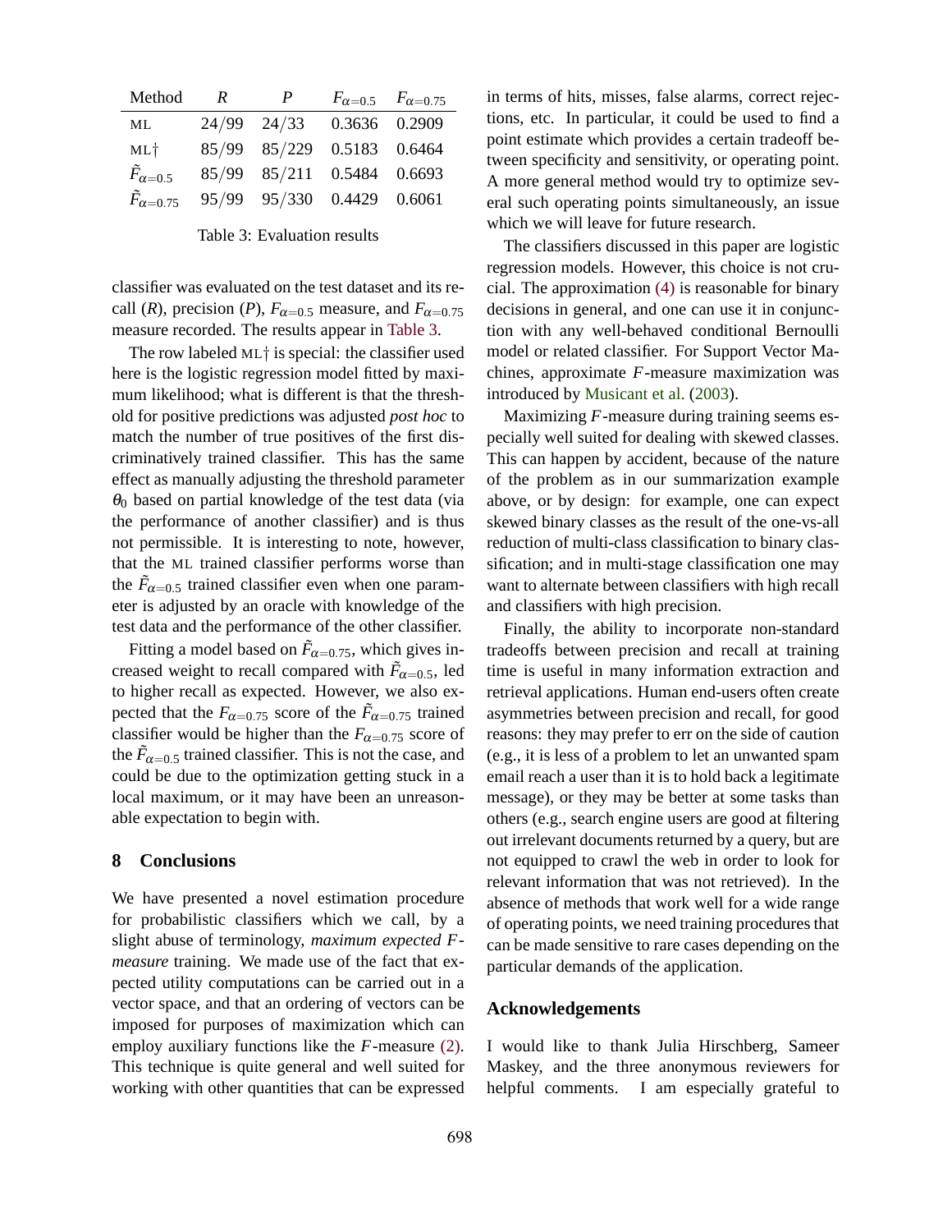| Method | $R$ | $P$ | $F_{\alpha=0.5}$ | $F_{\alpha=0.75}$ |
|---|---|---|---|---|
| ML | 24/99 | 24/33 | 0.3636 | 0.2909 |
| ML† | 85/99 | 85/229 | 0.5183 | 0.6464 |
| $\tilde{F}_{\alpha=0.5}$ | 85/99 | 85/211 | 0.5484 | 0.6693 |
| $\tilde{F}_{\alpha=0.75}$ | 95/99 | 95/330 | 0.4429 | 0.6061 |

Table 3: Evaluation results

classifier was evaluated on the test dataset and its recall ($R$), precision ($P$), $F_{\alpha=0.5}$ measure, and $F_{\alpha=0.75}$ measure recorded. The results appear in Table 3.

The row labeled ML† is special: the classifier used here is the logistic regression model fitted by maximum likelihood; what is different is that the threshold for positive predictions was adjusted *post hoc* to match the number of true positives of the first discriminatively trained classifier. This has the same effect as manually adjusting the threshold parameter $\theta_0$ based on partial knowledge of the test data (via the performance of another classifier) and is thus not permissible. It is interesting to note, however, that the ML trained classifier performs worse than the $\tilde{F}_{\alpha=0.5}$ trained classifier even when one parameter is adjusted by an oracle with knowledge of the test data and the performance of the other classifier.

Fitting a model based on $\tilde{F}_{\alpha=0.75}$, which gives increased weight to recall compared with $\tilde{F}_{\alpha=0.5}$, led to higher recall as expected. However, we also expected that the $F_{\alpha=0.75}$ score of the $\tilde{F}_{\alpha=0.75}$ trained classifier would be higher than the $F_{\alpha=0.75}$ score of the $\tilde{F}_{\alpha=0.5}$ trained classifier. This is not the case, and could be due to the optimization getting stuck in a local maximum, or it may have been an unreasonable expectation to begin with.

## 8 Conclusions

We have presented a novel estimation procedure for probabilistic classifiers which we call, by a slight abuse of terminology, *maximum expected F-measure* training. We made use of the fact that expected utility computations can be carried out in a vector space, and that an ordering of vectors can be imposed for purposes of maximization which can employ auxiliary functions like the $F$-measure (2). This technique is quite general and well suited for working with other quantities that can be expressed in terms of hits, misses, false alarms, correct rejections, etc. In particular, it could be used to find a point estimate which provides a certain tradeoff between specificity and sensitivity, or operating point. A more general method would try to optimize several such operating points simultaneously, an issue which we will leave for future research.

The classifiers discussed in this paper are logistic regression models. However, this choice is not crucial. The approximation (4) is reasonable for binary decisions in general, and one can use it in conjunction with any well-behaved conditional Bernoulli model or related classifier. For Support Vector Machines, approximate $F$-measure maximization was introduced by Musicant et al. (2003).

Maximizing $F$-measure during training seems especially well suited for dealing with skewed classes. This can happen by accident, because of the nature of the problem as in our summarization example above, or by design: for example, one can expect skewed binary classes as the result of the one-vs-all reduction of multi-class classification to binary classification; and in multi-stage classification one may want to alternate between classifiers with high recall and classifiers with high precision.

Finally, the ability to incorporate non-standard tradeoffs between precision and recall at training time is useful in many information extraction and retrieval applications. Human end-users often create asymmetries between precision and recall, for good reasons: they may prefer to err on the side of caution (e.g., it is less of a problem to let an unwanted spam email reach a user than it is to hold back a legitimate message), or they may be better at some tasks than others (e.g., search engine users are good at filtering out irrelevant documents returned by a query, but are not equipped to crawl the web in order to look for relevant information that was not retrieved). In the absence of methods that work well for a wide range of operating points, we need training procedures that can be made sensitive to rare cases depending on the particular demands of the application.

## Acknowledgements

I would like to thank Julia Hirschberg, Sameer Maskey, and the three anonymous reviewers for helpful comments. I am especially grateful to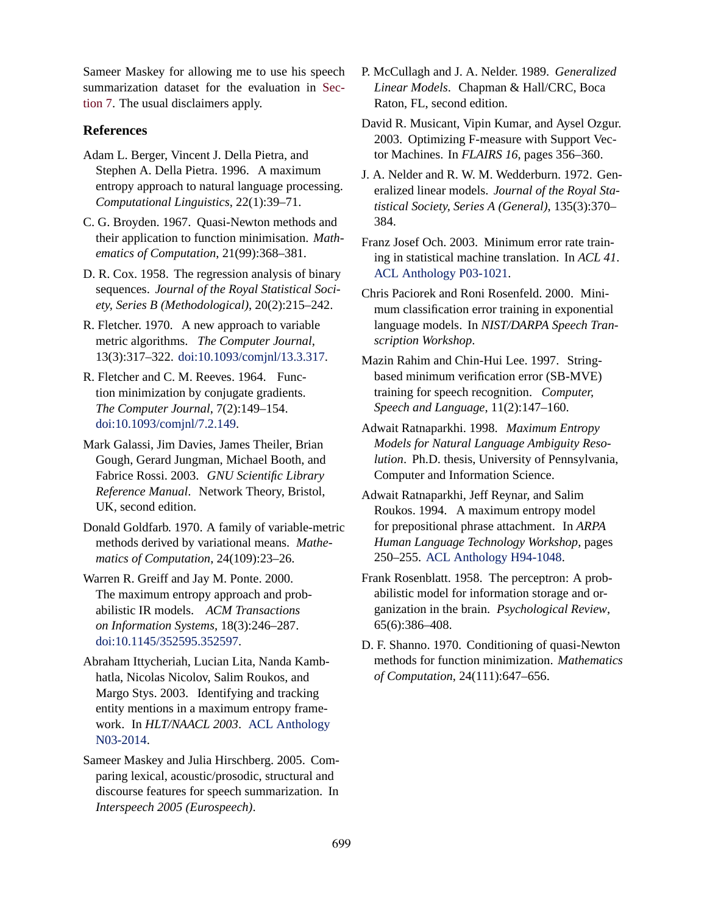Sameer Maskey for allowing me to use his speech summarization dataset for the evaluation in Section 7. The usual disclaimers apply.

## References

Adam L. Berger, Vincent J. Della Pietra, and Stephen A. Della Pietra. 1996. A maximum entropy approach to natural language processing. *Computational Linguistics*, 22(1):39–71.

C. G. Broyden. 1967. Quasi-Newton methods and their application to function minimisation. *Mathematics of Computation*, 21(99):368–381.

D. R. Cox. 1958. The regression analysis of binary sequences. *Journal of the Royal Statistical Society, Series B (Methodological)*, 20(2):215–242.

R. Fletcher. 1970. A new approach to variable metric algorithms. *The Computer Journal*, 13(3):317–322. doi:10.1093/comjnl/13.3.317.

R. Fletcher and C. M. Reeves. 1964. Function minimization by conjugate gradients. *The Computer Journal*, 7(2):149–154. doi:10.1093/comjnl/7.2.149.

Mark Galassi, Jim Davies, James Theiler, Brian Gough, Gerard Jungman, Michael Booth, and Fabrice Rossi. 2003. *GNU Scientific Library Reference Manual*. Network Theory, Bristol, UK, second edition.

Donald Goldfarb. 1970. A family of variable-metric methods derived by variational means. *Mathematics of Computation*, 24(109):23–26.

Warren R. Greiff and Jay M. Ponte. 2000. The maximum entropy approach and probabilistic IR models. *ACM Transactions on Information Systems*, 18(3):246–287. doi:10.1145/352595.352597.

Abraham Ittycheriah, Lucian Lita, Nanda Kambhatla, Nicolas Nicolov, Salim Roukos, and Margo Stys. 2003. Identifying and tracking entity mentions in a maximum entropy framework. In *HLT/NAACL 2003*. ACL Anthology N03-2014.

Sameer Maskey and Julia Hirschberg. 2005. Comparing lexical, acoustic/prosodic, structural and discourse features for speech summarization. In *Interspeech 2005 (Eurospeech)*.

P. McCullagh and J. A. Nelder. 1989. *Generalized Linear Models*. Chapman & Hall/CRC, Boca Raton, FL, second edition.

David R. Musicant, Vipin Kumar, and Aysel Ozgur. 2003. Optimizing F-measure with Support Vector Machines. In *FLAIRS 16*, pages 356–360.

J. A. Nelder and R. W. M. Wedderburn. 1972. Generalized linear models. *Journal of the Royal Statistical Society, Series A (General)*, 135(3):370–384.

Franz Josef Och. 2003. Minimum error rate training in statistical machine translation. In *ACL 41*. ACL Anthology P03-1021.

Chris Paciorek and Roni Rosenfeld. 2000. Minimum classification error training in exponential language models. In *NIST/DARPA Speech Transcription Workshop*.

Mazin Rahim and Chin-Hui Lee. 1997. String-based minimum verification error (SB-MVE) training for speech recognition. *Computer, Speech and Language*, 11(2):147–160.

Adwait Ratnaparkhi. 1998. *Maximum Entropy Models for Natural Language Ambiguity Resolution*. Ph.D. thesis, University of Pennsylvania, Computer and Information Science.

Adwait Ratnaparkhi, Jeff Reynar, and Salim Roukos. 1994. A maximum entropy model for prepositional phrase attachment. In *ARPA Human Language Technology Workshop*, pages 250–255. ACL Anthology H94-1048.

Frank Rosenblatt. 1958. The perceptron: A probabilistic model for information storage and organization in the brain. *Psychological Review*, 65(6):386–408.

D. F. Shanno. 1970. Conditioning of quasi-Newton methods for function minimization. *Mathematics of Computation*, 24(111):647–656.